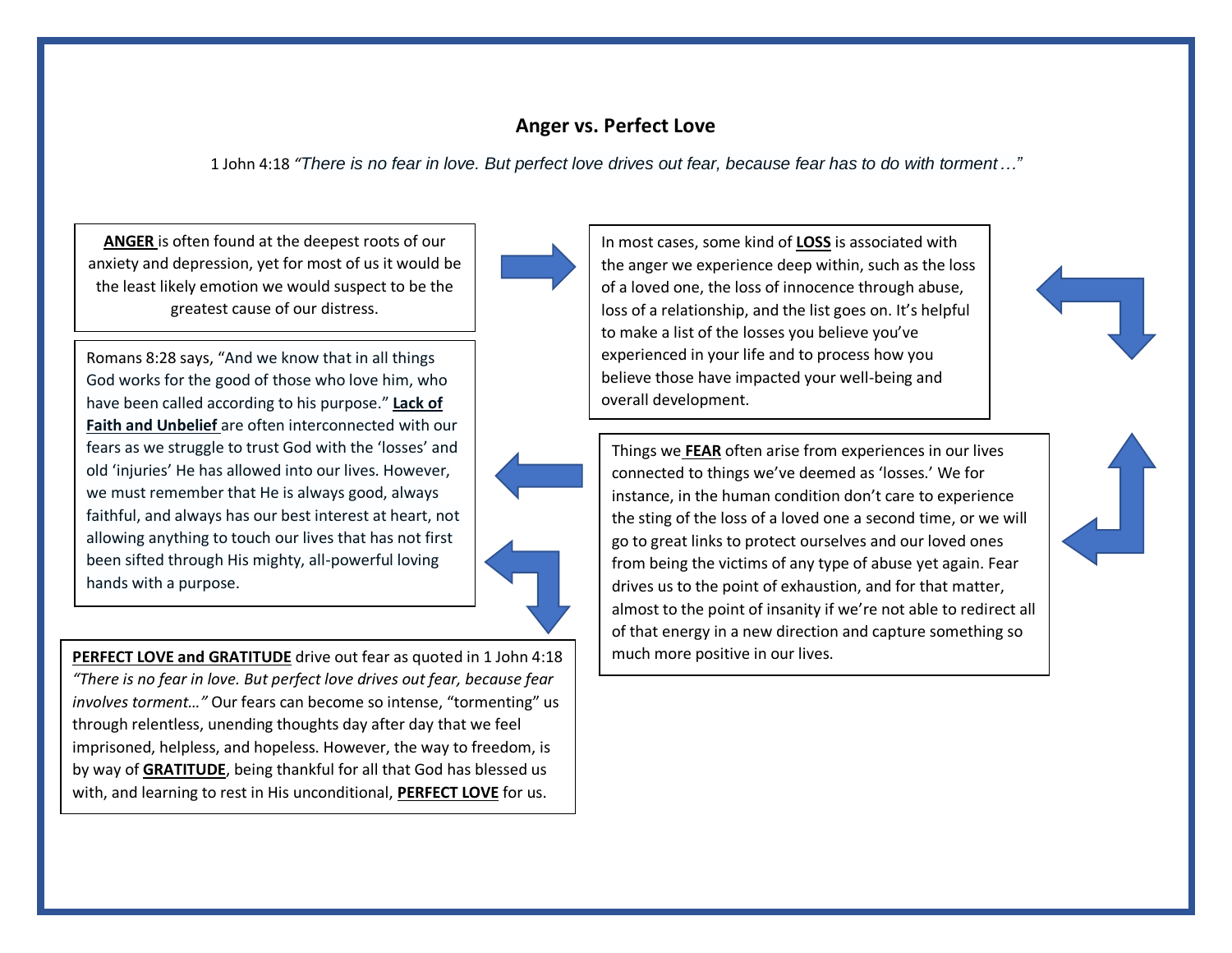## Anger vs. Perfect Love

1 John 4:18 *"There is no fear in love. But perfect love drives out fear, because fear has to do with torment…"*

**ANGER** is often found at the deepest roots of our anxiety and depression, yet for most of us it would be the least likely emotion we would suspect to be the greatest cause of our distress.

In most cases, some kind of **LOSS** is associated with the anger we experience deep within, such as the loss of a loved one, the loss of innocence through abuse, loss of a relationship, and the list goes on. It's helpful to make a list of the losses you believe you've experienced in your life and to process how you believe those have impacted your well-being and overall development.

Things we **FEAR** often arise from experiences in our lives connected to things we've deemed as 'losses.' We for instance, in the human condition don't care to experience the sting of the loss of a loved one a second time, or we will go to great links to protect ourselves and our loved ones from being the victims of any type of abuse yet again. Fear drives us to the point of exhaustion, and for that matter, almost to the point of insanity if we're not able to redirect all of that energy in a new direction and capture something so much more positive in our lives.

Romans 8:28 says, "And we know that in all things God works for the good of those who love him, who have been called according to his purpose." **Lack of Faith and Unbelief** are often interconnected with our fears as we struggle to trust God with the 'losses' and old 'injuries' He has allowed into our lives. However, we must remember that He is always good, always faithful, and always has our best interest at heart, not allowing anything to touch our lives that has not first been sifted through His mighty, all-powerful loving hands with a purpose.

**PERFECT LOVE and GRATITUDE** drive out fear as quoted in 1 John 4:18 *"There is no fear in love. But perfect love drives out fear, because fear involves torment…"* Our fears can become so intense, "tormenting" us through relentless, unending thoughts day after day that we feel imprisoned, helpless, and hopeless. However, the way to freedom, is by way of **GRATITUDE**, being thankful for all that God has blessed us with, and learning to rest in His unconditional, **PERFECT LOVE** for us.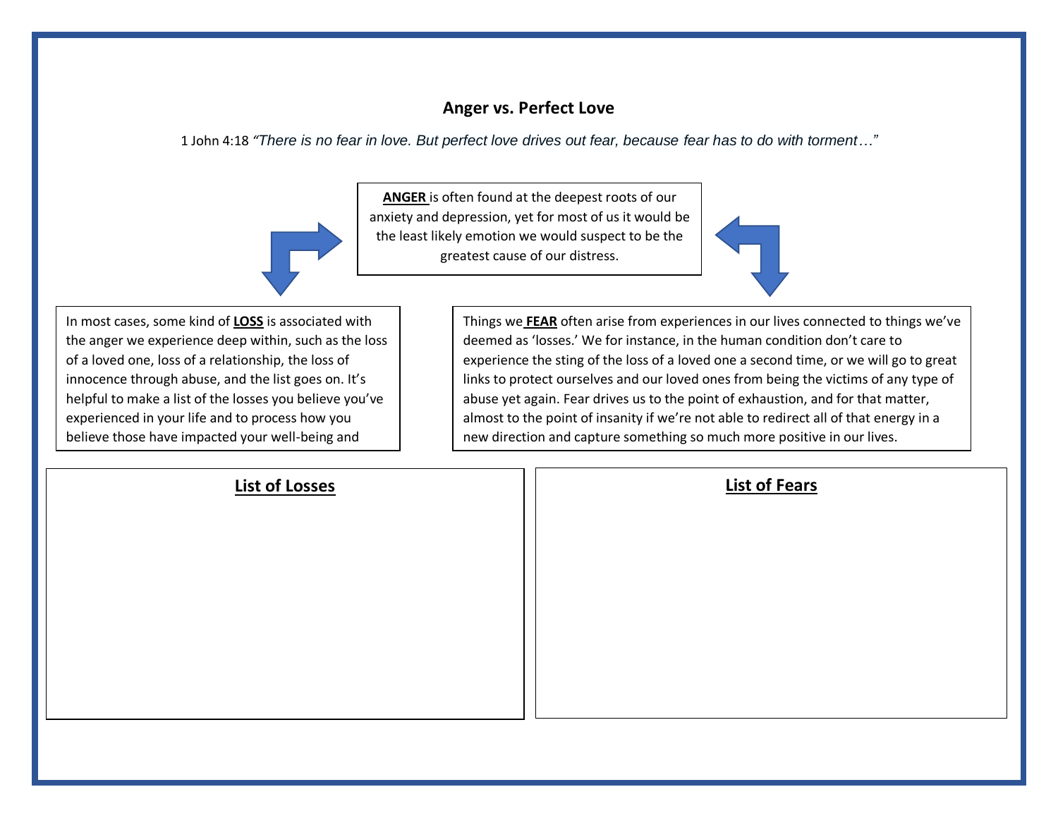## Anger vs. Perfect Love

1 John 4:18 *"There is no fear in love. But perfect love drives out fear, because fear has to do with torment…"*

**ANGER** is often found at the deepest roots of our anxiety and depression, yet for most of us it would be the least likely emotion we would suspect to be the greatest cause of our distress.

In most cases, some kind of **LOSS** is associated with the anger we experience deep within, such as the loss of a loved one, loss of a relationship, the loss of innocence through abuse, and the list goes on. It's helpful to make a list of the losses you believe you've experienced in your life and to process how you believe those have impacted your well-being and

Things we **FEAR** often arise from experiences in our lives connected to things we've deemed as 'losses.' We for instance, in the human condition don't care to experience the sting of the loss of a loved one a second time, or we will go to great links to protect ourselves and our loved ones from being the victims of any type of abuse yet again. Fear drives us to the point of exhaustion, and for that matter, almost to the point of insanity if we're not able to redirect all of that energy in a new direction and capture something so much more positive in our lives.

### List of Losses

### List of Fears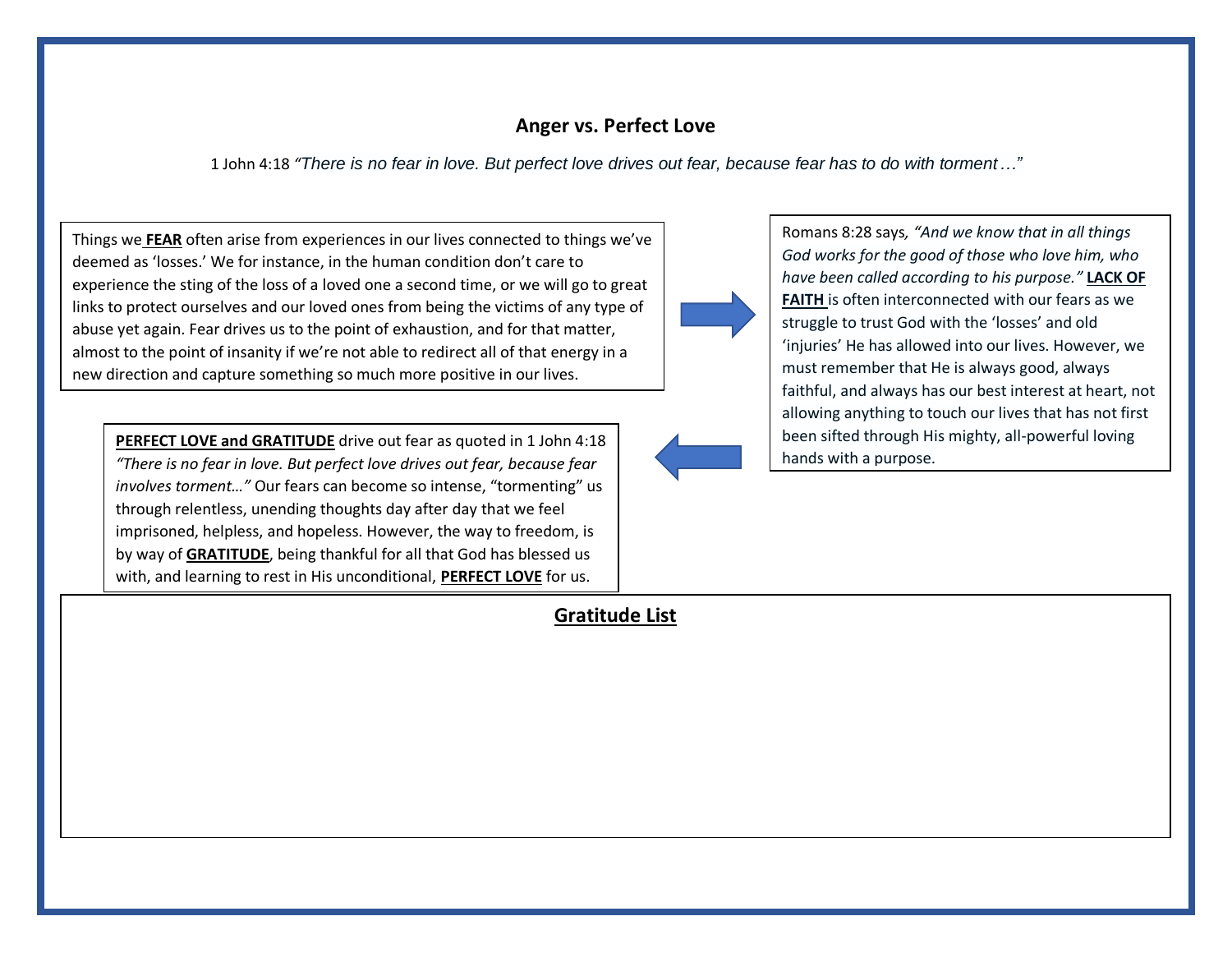## Anger vs. Perfect Love

1 John 4:18 *"There is no fear in love. But perfect love drives out fear, because fear has to do with torment…"*

Things we **FEAR** often arise from experiences in our lives connected to things we've deemed as 'losses.' We for instance, in the human condition don't care to experience the sting of the loss of a loved one a second time, or we will go to great links to protect ourselves and our loved ones from being the victims of any type of abuse yet again. Fear drives us to the point of exhaustion, and for that matter, almost to the point of insanity if we're not able to redirect all of that energy in a new direction and capture something so much more positive in our lives.

Romans 8:28 says, *"And we know that in all things God works for the good of those who love him, who have been called according to his purpose."* **LACK OF FAITH** is often interconnected with our fears as we struggle to trust God with the 'losses' and old 'injuries' He has allowed into our lives. However, we must remember that He is always good, always faithful, and always has our best interest at heart, not allowing anything to touch our lives that has not first been sifted through His mighty, all-powerful loving hands with a purpose.

**PERFECT LOVE and GRATITUDE** drive out fear as quoted in 1 John 4:18 *"There is no fear in love. But perfect love drives out fear, because fear involves torment…"* Our fears can become so intense, "tormenting" us through relentless, unending thoughts day after day that we feel imprisoned, helpless, and hopeless. However, the way to freedom, is by way of **GRATITUDE**, being thankful for all that God has blessed us with, and learning to rest in His unconditional, **PERFECT LOVE** for us.

**Gratitude List**